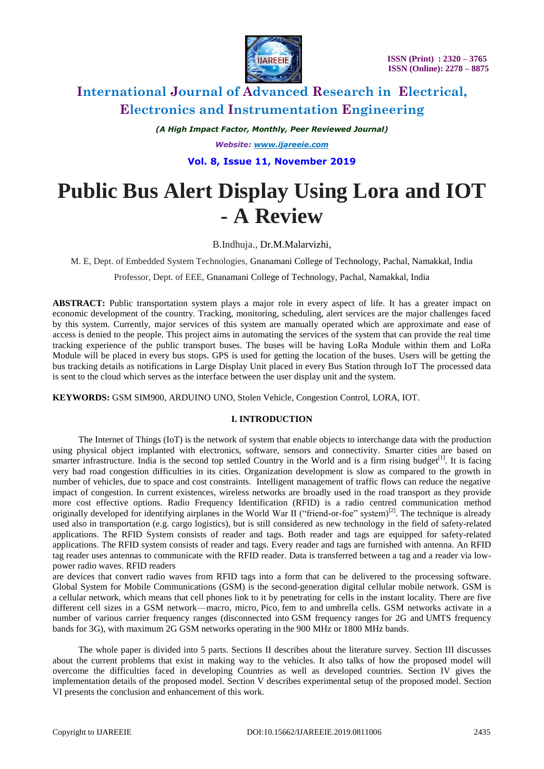# Public Bus Alert Display Using Lora and IOT - A Review

B.Indhuja., Dr.M.Malarvizhi,

M. E, Dept. of Embedded System Technologies, Gnanamani College of Technology, Pachal, Namakkal, India

Professor, Dept. of EEE, Gnanamani College of Technology, Pachal, Namakkal, India

**ABSTRACT:** Public transportation system plays a major role in every aspect of life. It has a greater impact on economic development of the country. Tracking, monitoring, scheduling, alert services are the major challenges faced by this system. Currently, major services of this system are manually operated which are approximate and ease of access is denied to the people. This project aims in automating the services of the system that can provide the real time tracking experience of the public transport buses. The buses will be having LoRa Module within them and LoRa Module will be placed in every bus stops. GPS is used for getting the location of the buses. Users will be getting the bus tracking details as notifications in Large Display Unit placed in every Bus Station through IoT The processed data is sent to the cloud which serves as the interface between the user display unit and the system.

**KEYWORDS:** GSM SIM900, ARDUINO UNO, Stolen Vehicle, Congestion Control, LORA, IOT.

## I. INTRODUCTION

The Internet of Things (IoT) is the network of system that enable objects to interchange data with the production using physical object implanted with electronics, software, sensors and connectivity. Smarter cities are based on smarter infrastructure. India is the second top settled Country in the World and is a firm rising budget[1]. It is facing very bad road congestion difficulties in its cities. Organization development is slow as compared to the growth in number of vehicles, due to space and cost constraints. Intelligent management of traffic flows can reduce the negative impact of congestion. In current existences, wireless networks are broadly used in the road transport as they provide more cost effective options. Radio Frequency Identification (RFID) is a radio centred communication method originally developed for identifying airplanes in the World War II ("friend-or-foe" system)[2]. The technique is already used also in transportation (e.g. cargo logistics), but is still considered as new technology in the field of safety-related applications. The RFID System consists of reader and tags. Both reader and tags are equipped for safety-related applications. The RFID system consists of reader and tags. Every reader and tags are furnished with antenna. An RFID tag reader uses antennas to communicate with the RFID reader. Data is transferred between a tag and a reader via low-power radio waves. RFID readers are devices that convert radio waves from RFID tags into a form that can be delivered to the processing software. Global System for Mobile Communications (GSM) is the second-generation digital cellular mobile network. GSM is a cellular network, which means that cell phones link to it by penetrating for cells in the instant locality. There are five different cell sizes in a GSM network—macro, micro, Pico, fem to and umbrella cells. GSM networks activate in a number of various carrier frequency ranges (disconnected into GSM frequency ranges for 2G and UMTS frequency bands for 3G), with maximum 2G GSM networks operating in the 900 MHz or 1800 MHz bands.

The whole paper is divided into 5 parts. Sections II describes about the literature survey. Section III discusses about the current problems that exist in making way to the vehicles. It also talks of how the proposed model will overcome the difficulties faced in developing Countries as well as developed countries. Section IV gives the implementation details of the proposed model. Section V describes experimental setup of the proposed model. Section VI presents the conclusion and enhancement of this work.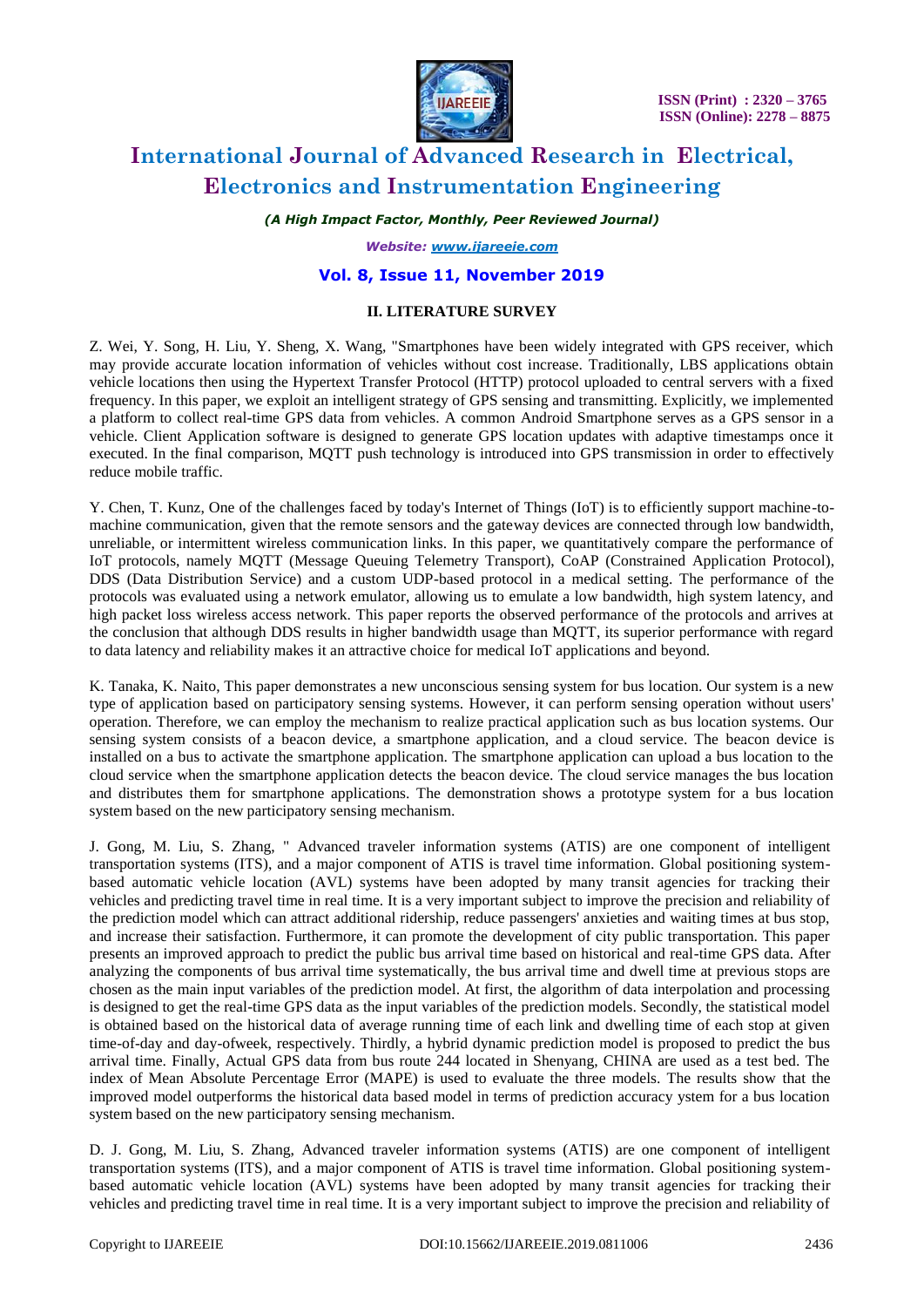## II. LITERATURE SURVEY

Z. Wei, Y. Song, H. Liu, Y. Sheng, X. Wang, "Smartphones have been widely integrated with GPS receiver, which may provide accurate location information of vehicles without cost increase. Traditionally, LBS applications obtain vehicle locations then using the Hypertext Transfer Protocol (HTTP) protocol uploaded to central servers with a fixed frequency. In this paper, we exploit an intelligent strategy of GPS sensing and transmitting. Explicitly, we implemented a platform to collect real-time GPS data from vehicles. A common Android Smartphone serves as a GPS sensor in a vehicle. Client Application software is designed to generate GPS location updates with adaptive timestamps once it executed. In the final comparison, MQTT push technology is introduced into GPS transmission in order to effectively reduce mobile traffic.

Y. Chen, T. Kunz, One of the challenges faced by today's Internet of Things (IoT) is to efficiently support machine-to-machine communication, given that the remote sensors and the gateway devices are connected through low bandwidth, unreliable, or intermittent wireless communication links. In this paper, we quantitatively compare the performance of IoT protocols, namely MQTT (Message Queuing Telemetry Transport), CoAP (Constrained Application Protocol), DDS (Data Distribution Service) and a custom UDP-based protocol in a medical setting. The performance of the protocols was evaluated using a network emulator, allowing us to emulate a low bandwidth, high system latency, and high packet loss wireless access network. This paper reports the observed performance of the protocols and arrives at the conclusion that although DDS results in higher bandwidth usage than MQTT, its superior performance with regard to data latency and reliability makes it an attractive choice for medical IoT applications and beyond.

K. Tanaka, K. Naito, This paper demonstrates a new unconscious sensing system for bus location. Our system is a new type of application based on participatory sensing systems. However, it can perform sensing operation without users' operation. Therefore, we can employ the mechanism to realize practical application such as bus location systems. Our sensing system consists of a beacon device, a smartphone application, and a cloud service. The beacon device is installed on a bus to activate the smartphone application. The smartphone application can upload a bus location to the cloud service when the smartphone application detects the beacon device. The cloud service manages the bus location and distributes them for smartphone applications. The demonstration shows a prototype system for a bus location system based on the new participatory sensing mechanism.

J. Gong, M. Liu, S. Zhang, " Advanced traveler information systems (ATIS) are one component of intelligent transportation systems (ITS), and a major component of ATIS is travel time information. Global positioning system-based automatic vehicle location (AVL) systems have been adopted by many transit agencies for tracking their vehicles and predicting travel time in real time. It is a very important subject to improve the precision and reliability of the prediction model which can attract additional ridership, reduce passengers' anxieties and waiting times at bus stop, and increase their satisfaction. Furthermore, it can promote the development of city public transportation. This paper presents an improved approach to predict the public bus arrival time based on historical and real-time GPS data. After analyzing the components of bus arrival time systematically, the bus arrival time and dwell time at previous stops are chosen as the main input variables of the prediction model. At first, the algorithm of data interpolation and processing is designed to get the real-time GPS data as the input variables of the prediction models. Secondly, the statistical model is obtained based on the historical data of average running time of each link and dwelling time of each stop at given time-of-day and day-ofweek, respectively. Thirdly, a hybrid dynamic prediction model is proposed to predict the bus arrival time. Finally, Actual GPS data from bus route 244 located in Shenyang, CHINA are used as a test bed. The index of Mean Absolute Percentage Error (MAPE) is used to evaluate the three models. The results show that the improved model outperforms the historical data based model in terms of prediction accuracy ystem for a bus location system based on the new participatory sensing mechanism.

D. J. Gong, M. Liu, S. Zhang, Advanced traveler information systems (ATIS) are one component of intelligent transportation systems (ITS), and a major component of ATIS is travel time information. Global positioning system-based automatic vehicle location (AVL) systems have been adopted by many transit agencies for tracking their vehicles and predicting travel time in real time. It is a very important subject to improve the precision and reliability of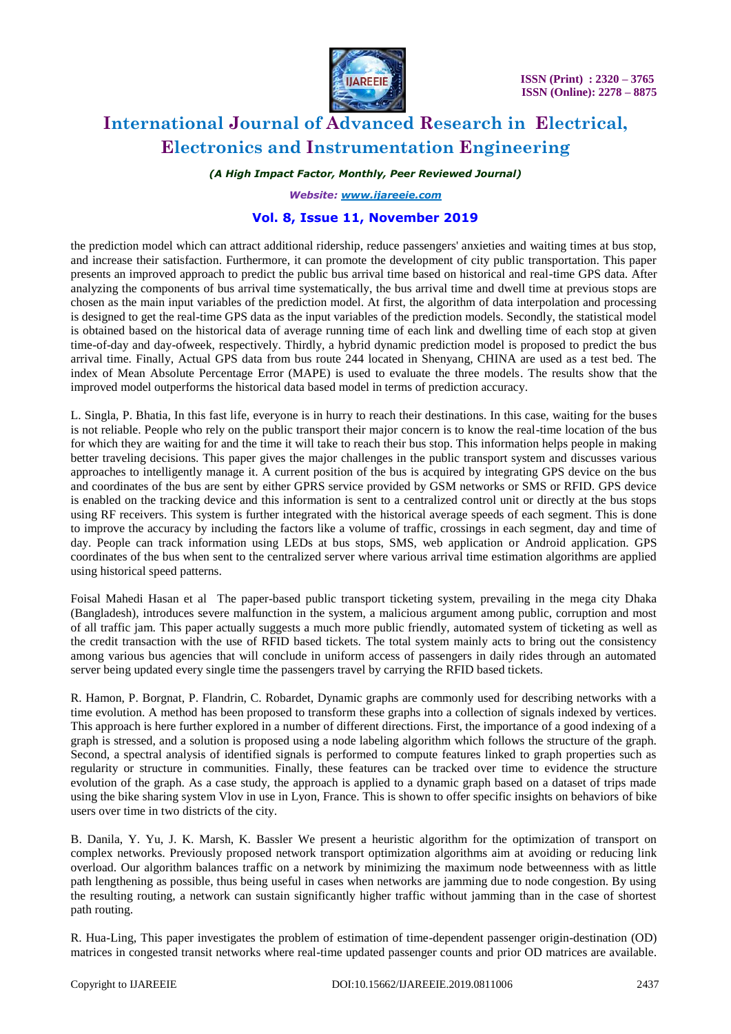the prediction model which can attract additional ridership, reduce passengers' anxieties and waiting times at bus stop, and increase their satisfaction. Furthermore, it can promote the development of city public transportation. This paper presents an improved approach to predict the public bus arrival time based on historical and real-time GPS data. After analyzing the components of bus arrival time systematically, the bus arrival time and dwell time at previous stops are chosen as the main input variables of the prediction model. At first, the algorithm of data interpolation and processing is designed to get the real-time GPS data as the input variables of the prediction models. Secondly, the statistical model is obtained based on the historical data of average running time of each link and dwelling time of each stop at given time-of-day and day-ofweek, respectively. Thirdly, a hybrid dynamic prediction model is proposed to predict the bus arrival time. Finally, Actual GPS data from bus route 244 located in Shenyang, CHINA are used as a test bed. The index of Mean Absolute Percentage Error (MAPE) is used to evaluate the three models. The results show that the improved model outperforms the historical data based model in terms of prediction accuracy.

L. Singla, P. Bhatia, In this fast life, everyone is in hurry to reach their destinations. In this case, waiting for the buses is not reliable. People who rely on the public transport their major concern is to know the real-time location of the bus for which they are waiting for and the time it will take to reach their bus stop. This information helps people in making better traveling decisions. This paper gives the major challenges in the public transport system and discusses various approaches to intelligently manage it. A current position of the bus is acquired by integrating GPS device on the bus and coordinates of the bus are sent by either GPRS service provided by GSM networks or SMS or RFID. GPS device is enabled on the tracking device and this information is sent to a centralized control unit or directly at the bus stops using RF receivers. This system is further integrated with the historical average speeds of each segment. This is done to improve the accuracy by including the factors like a volume of traffic, crossings in each segment, day and time of day. People can track information using LEDs at bus stops, SMS, web application or Android application. GPS coordinates of the bus when sent to the centralized server where various arrival time estimation algorithms are applied using historical speed patterns.

Foisal Mahedi Hasan et al The paper-based public transport ticketing system, prevailing in the mega city Dhaka (Bangladesh), introduces severe malfunction in the system, a malicious argument among public, corruption and most of all traffic jam. This paper actually suggests a much more public friendly, automated system of ticketing as well as the credit transaction with the use of RFID based tickets. The total system mainly acts to bring out the consistency among various bus agencies that will conclude in uniform access of passengers in daily rides through an automated server being updated every single time the passengers travel by carrying the RFID based tickets.

R. Hamon, P. Borgnat, P. Flandrin, C. Robardet, Dynamic graphs are commonly used for describing networks with a time evolution. A method has been proposed to transform these graphs into a collection of signals indexed by vertices. This approach is here further explored in a number of different directions. First, the importance of a good indexing of a graph is stressed, and a solution is proposed using a node labeling algorithm which follows the structure of the graph. Second, a spectral analysis of identified signals is performed to compute features linked to graph properties such as regularity or structure in communities. Finally, these features can be tracked over time to evidence the structure evolution of the graph. As a case study, the approach is applied to a dynamic graph based on a dataset of trips made using the bike sharing system Vlov in use in Lyon, France. This is shown to offer specific insights on behaviors of bike users over time in two districts of the city.

B. Danila, Y. Yu, J. K. Marsh, K. Bassler We present a heuristic algorithm for the optimization of transport on complex networks. Previously proposed network transport optimization algorithms aim at avoiding or reducing link overload. Our algorithm balances traffic on a network by minimizing the maximum node betweenness with as little path lengthening as possible, thus being useful in cases when networks are jamming due to node congestion. By using the resulting routing, a network can sustain significantly higher traffic without jamming than in the case of shortest path routing.

R. Hua-Ling, This paper investigates the problem of estimation of time-dependent passenger origin-destination (OD) matrices in congested transit networks where real-time updated passenger counts and prior OD matrices are available.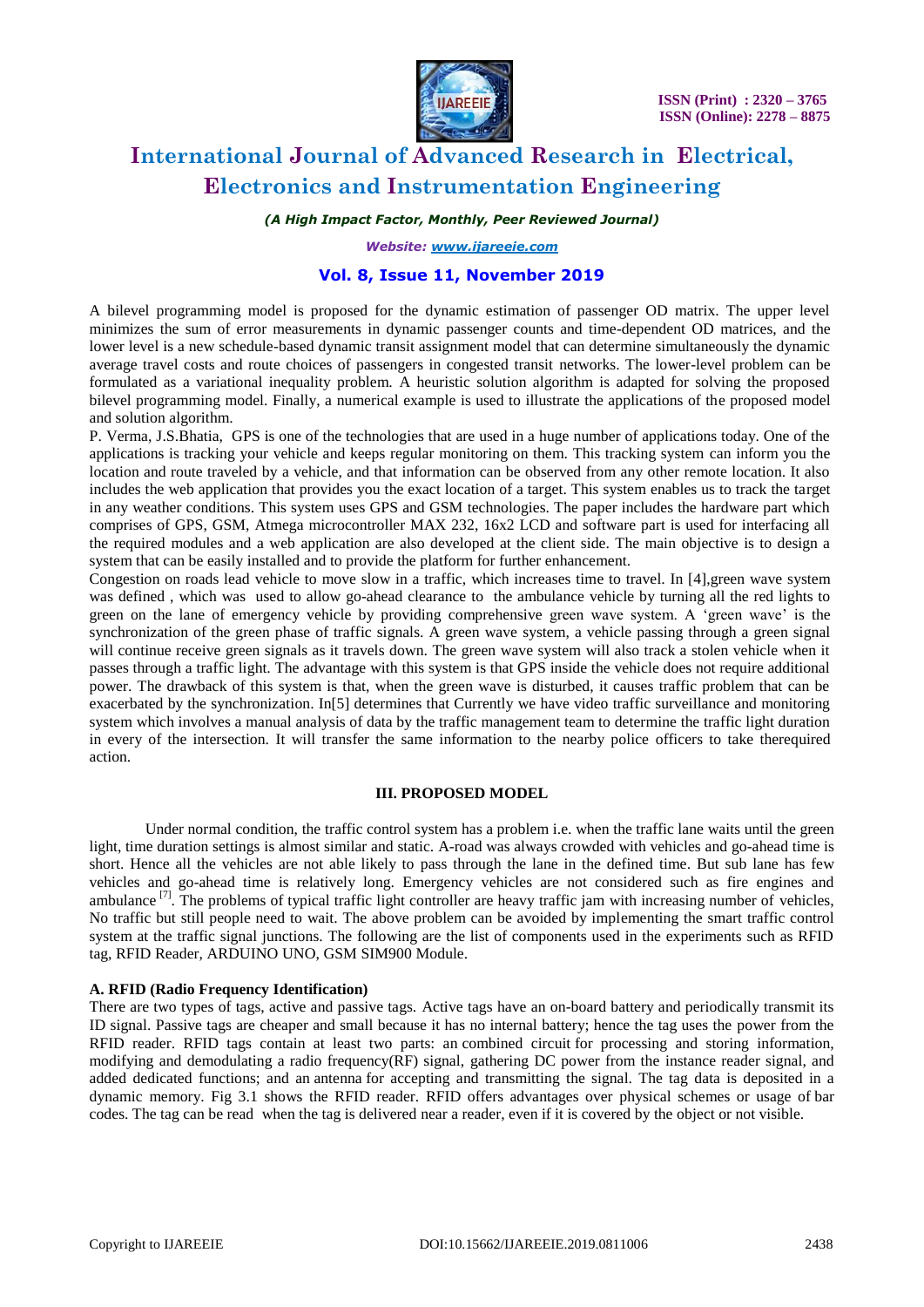A bilevel programming model is proposed for the dynamic estimation of passenger OD matrix. The upper level minimizes the sum of error measurements in dynamic passenger counts and time-dependent OD matrices, and the lower level is a new schedule-based dynamic transit assignment model that can determine simultaneously the dynamic average travel costs and route choices of passengers in congested transit networks. The lower-level problem can be formulated as a variational inequality problem. A heuristic solution algorithm is adapted for solving the proposed bilevel programming model. Finally, a numerical example is used to illustrate the applications of the proposed model and solution algorithm.

P. Verma, J.S.Bhatia, GPS is one of the technologies that are used in a huge number of applications today. One of the applications is tracking your vehicle and keeps regular monitoring on them. This tracking system can inform you the location and route traveled by a vehicle, and that information can be observed from any other remote location. It also includes the web application that provides you the exact location of a target. This system enables us to track the target in any weather conditions. This system uses GPS and GSM technologies. The paper includes the hardware part which comprises of GPS, GSM, Atmega microcontroller MAX 232, 16x2 LCD and software part is used for interfacing all the required modules and a web application are also developed at the client side. The main objective is to design a system that can be easily installed and to provide the platform for further enhancement.

Congestion on roads lead vehicle to move slow in a traffic, which increases time to travel. In [4],green wave system was defined , which was used to allow go-ahead clearance to the ambulance vehicle by turning all the red lights to green on the lane of emergency vehicle by providing comprehensive green wave system. A 'green wave' is the synchronization of the green phase of traffic signals. A green wave system, a vehicle passing through a green signal will continue receive green signals as it travels down. The green wave system will also track a stolen vehicle when it passes through a traffic light. The advantage with this system is that GPS inside the vehicle does not require additional power. The drawback of this system is that, when the green wave is disturbed, it causes traffic problem that can be exacerbated by the synchronization. In[5] determines that Currently we have video traffic surveillance and monitoring system which involves a manual analysis of data by the traffic management team to determine the traffic light duration in every of the intersection. It will transfer the same information to the nearby police officers to take therequired action.

## III. PROPOSED MODEL

Under normal condition, the traffic control system has a problem i.e. when the traffic lane waits until the green light, time duration settings is almost similar and static. A-road was always crowded with vehicles and go-ahead time is short. Hence all the vehicles are not able likely to pass through the lane in the defined time. But sub lane has few vehicles and go-ahead time is relatively long. Emergency vehicles are not considered such as fire engines and ambulance [7]. The problems of typical traffic light controller are heavy traffic jam with increasing number of vehicles, No traffic but still people need to wait. The above problem can be avoided by implementing the smart traffic control system at the traffic signal junctions. The following are the list of components used in the experiments such as RFID tag, RFID Reader, ARDUINO UNO, GSM SIM900 Module.

### A. RFID (Radio Frequency Identification)

There are two types of tags, active and passive tags. Active tags have an on-board battery and periodically transmit its ID signal. Passive tags are cheaper and small because it has no internal battery; hence the tag uses the power from the RFID reader. RFID tags contain at least two parts: an combined circuit for processing and storing information, modifying and demodulating a radio frequency(RF) signal, gathering DC power from the instance reader signal, and added dedicated functions; and an antenna for accepting and transmitting the signal. The tag data is deposited in a dynamic memory. Fig 3.1 shows the RFID reader. RFID offers advantages over physical schemes or usage of bar codes. The tag can be read when the tag is delivered near a reader, even if it is covered by the object or not visible.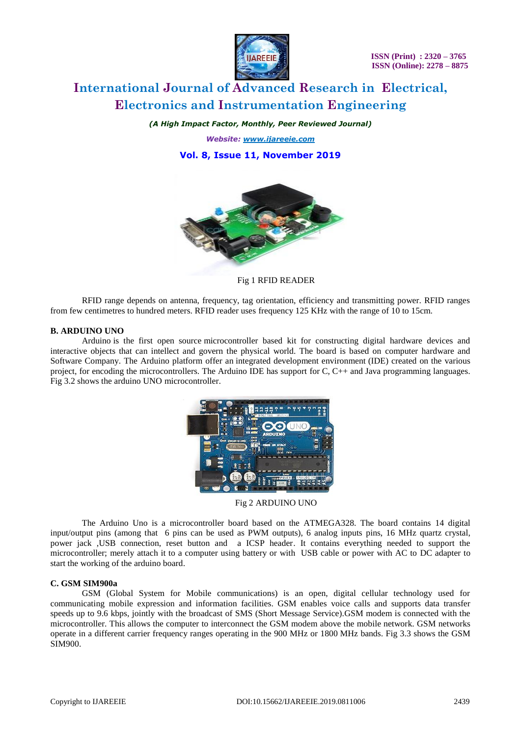Fig 1 RFID READER

RFID range depends on antenna, frequency, tag orientation, efficiency and transmitting power. RFID ranges from few centimetres to hundred meters. RFID reader uses frequency 125 KHz with the range of 10 to 15cm.

**B. ARDUINO UNO**

Arduino is the first open source microcontroller based kit for constructing digital hardware devices and interactive objects that can intellect and govern the physical world. The board is based on computer hardware and Software Company. The Arduino platform offer an integrated development environment (IDE) created on the various project, for encoding the microcontrollers. The Arduino IDE has support for C, C++ and Java programming languages. Fig 3.2 shows the arduino UNO microcontroller.

Fig 2 ARDUINO UNO

The Arduino Uno is a microcontroller board based on the ATMEGA328. The board contains 14 digital input/output pins (among that 6 pins can be used as PWM outputs), 6 analog inputs pins, 16 MHz quartz crystal, power jack ,USB connection, reset button and a ICSP header. It contains everything needed to support the microcontroller; merely attach it to a computer using battery or with USB cable or power with AC to DC adapter to start the working of the arduino board.

**C. GSM SIM900a**

GSM (Global System for Mobile communications) is an open, digital cellular technology used for communicating mobile expression and information facilities. GSM enables voice calls and supports data transfer speeds up to 9.6 kbps, jointly with the broadcast of SMS (Short Message Service).GSM modem is connected with the microcontroller. This allows the computer to interconnect the GSM modem above the mobile network. GSM networks operate in a different carrier frequency ranges operating in the 900 MHz or 1800 MHz bands. Fig 3.3 shows the GSM SIM900.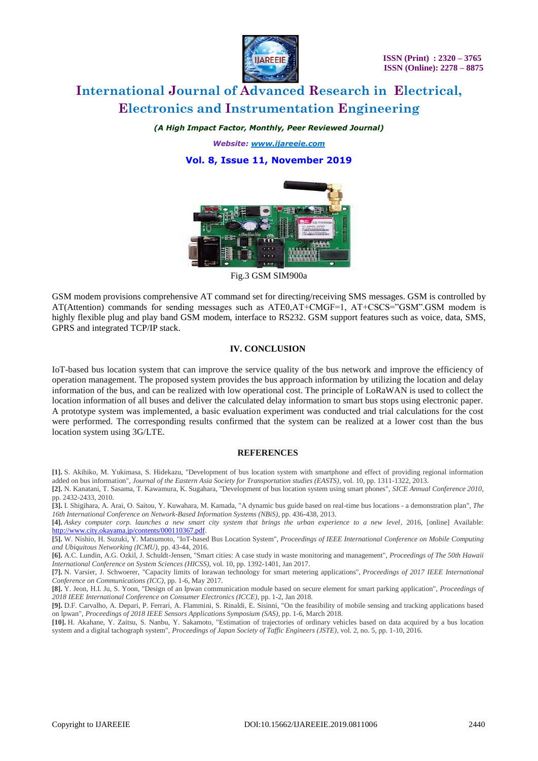Fig.3 GSM SIM900a

GSM modem provisions comprehensive AT command set for directing/receiving SMS messages. GSM is controlled by AT(Attention) commands for sending messages such as ATE0,AT+CMGF=1, AT+CSCS="GSM".GSM modem is highly flexible plug and play band GSM modem, interface to RS232. GSM support features such as voice, data, SMS, GPRS and integrated TCP/IP stack.

## IV. CONCLUSION

IoT-based bus location system that can improve the service quality of the bus network and improve the efficiency of operation management. The proposed system provides the bus approach information by utilizing the location and delay information of the bus, and can be realized with low operational cost. The principle of LoRaWAN is used to collect the location information of all buses and deliver the calculated delay information to smart bus stops using electronic paper. A prototype system was implemented, a basic evaluation experiment was conducted and trial calculations for the cost were performed. The corresponding results confirmed that the system can be realized at a lower cost than the bus location system using 3G/LTE.

## REFERENCES

**[1].** S. Akihiko, M. Yukimasa, S. Hidekazu, "Development of bus location system with smartphone and effect of providing regional information added on bus information", *Journal of the Eastern Asia Society for Transportation studies (EASTS)*, vol. 10, pp. 1311-1322, 2013.

**[2].** N. Kanatani, T. Sasama, T. Kawamura, K. Sugahara, "Development of bus location system using smart phones", *SICE Annual Conference 2010*, pp. 2432-2433, 2010.

**[3].** I. Shigihara, A. Arai, O. Saitou, Y. Kuwahara, M. Kamada, "A dynamic bus guide based on real-time bus locations - a demonstration plan", *The 16th International Conference on Network-Based Information Systems (NBiS)*, pp. 436-438, 2013.

**[4].** *Askey computer corp. launches a new smart city system that brings the urban experience to a new level*, 2016, [online] Available: http://www.city.okayama.jp/contents/000110367.pdf.

**[5].** W. Nishio, H. Suzuki, Y. Matsumoto, "IoT-based Bus Location System", *Proceedings of IEEE International Conference on Mobile Computing and Ubiquitous Networking (ICMU)*, pp. 43-44, 2016.

**[6].** A.C. Lundin, A.G. Ozkil, J. Schuldt-Jensen, "Smart cities: A case study in waste monitoring and management", *Proceedings of The 50th Hawaii International Conference on System Sciences (HICSS)*, vol. 10, pp. 1392-1401, Jan 2017.

**[7].** N. Varsier, J. Schwoerer, "Capacity limits of lorawan technology for smart metering applications", *Proceedings of 2017 IEEE International Conference on Communications (ICC)*, pp. 1-6, May 2017.

**[8].** Y. Jeon, H.I. Ju, S. Yoon, "Design of an lpwan communication module based on secure element for smart parking application", *Proceedings of 2018 IEEE International Conference on Consumer Electronics (ICCE)*, pp. 1-2, Jan 2018.

**[9].** D.F. Carvalho, A. Depari, P. Ferrari, A. Flammini, S. Rinaldi, E. Sisinni, "On the feasibility of mobile sensing and tracking applications based on lpwan", *Proceedings of 2018 IEEE Sensors Applications Symposium (SAS)*, pp. 1-6, March 2018.

**[10].** H. Akahane, Y. Zaitsu, S. Nanbu, Y. Sakamoto, "Estimation of trajectories of ordinary vehicles based on data acquired by a bus location system and a digital tachograph system", *Proceedings of Japan Society of Taffic Engineers (JSTE)*, vol. 2, no. 5, pp. 1-10, 2016.